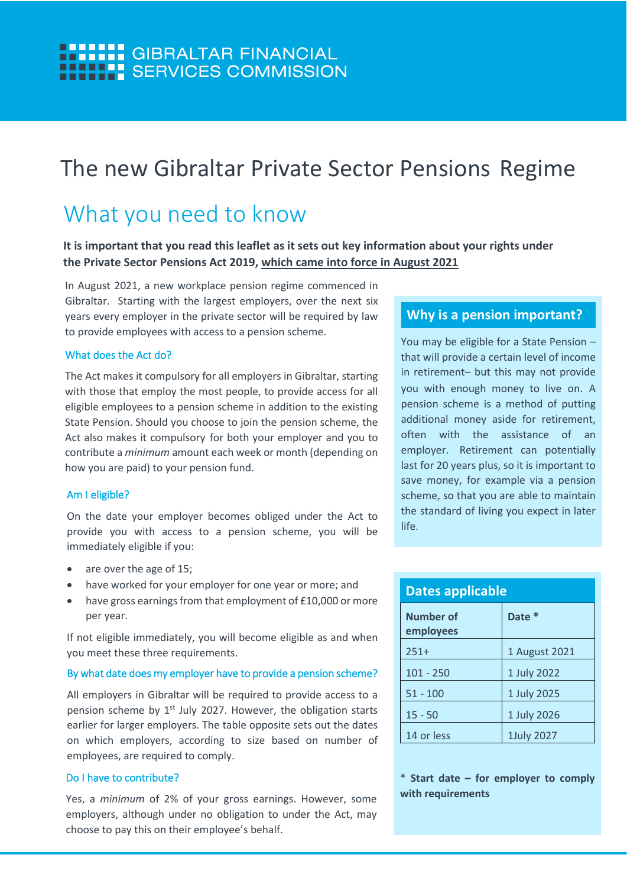GIBRALTAR FINANCIAL SERVICES COMMISSION

# The new Gibraltar Private Sector Pensions Regime

## What you need to know

**It is important that you read this leaflet as it sets out key information about your rights under the Private Sector Pensions Act 2019, which came into force in August 2021**

In August 2021, a new workplace pension regime commenced in Gibraltar. Starting with the largest employers, over the next six years every employer in the private sector will be required by law to provide employees with access to a pension scheme.

### What does the Act do?

The Act makes it compulsory for all employers in Gibraltar, starting with those that employ the most people, to provide access for all eligible employees to a pension scheme in addition to the existing State Pension. Should you choose to join the pension scheme, the Act also makes it compulsory for both your employer and you to contribute a *minimum* amount each week or month (depending on how you are paid) to your pension fund.

### Am I eligible?

On the date your employer becomes obliged under the Act to provide you with access to a pension scheme, you will be immediately eligible if you:

- are over the age of 15;
- have worked for your employer for one year or more; and
- have gross earnings from that employment of £10,000 or more per year.

If not eligible immediately, you will become eligible as and when you meet these three requirements.

### By what date does my employer have to provide a pension scheme?

All employers in Gibraltar will be required to provide access to a pension scheme by 1st July 2027. However, the obligation starts earlier for larger employers. The table opposite sets out the dates on which employers, according to size based on number of employees, are required to comply.

### Do I have to contribute?

Yes, a *minimum* of 2% of your gross earnings. However, some employers, although under no obligation to under the Act, may choose to pay this on their employee's behalf.

## Why is a pension important?

You may be eligible for a State Pension – that will provide a certain level of income in retirement– but this may not provide you with enough money to live on. A pension scheme is a method of putting additional money aside for retirement, often with the assistance of an employer. Retirement can potentially last for 20 years plus, so it is important to save money, for example via a pension scheme, so that you are able to maintain the standard of living you expect in later life.

## Dates applicable

| Number of employees | Date * |
|---|---|
| 251+ | 1 August 2021 |
| 101 - 250 | 1 July 2022 |
| 51 - 100 | 1 July 2025 |
| 15 - 50 | 1 July 2026 |
| 14 or less | 1July 2027 |

\* **Start date – for employer to comply with requirements**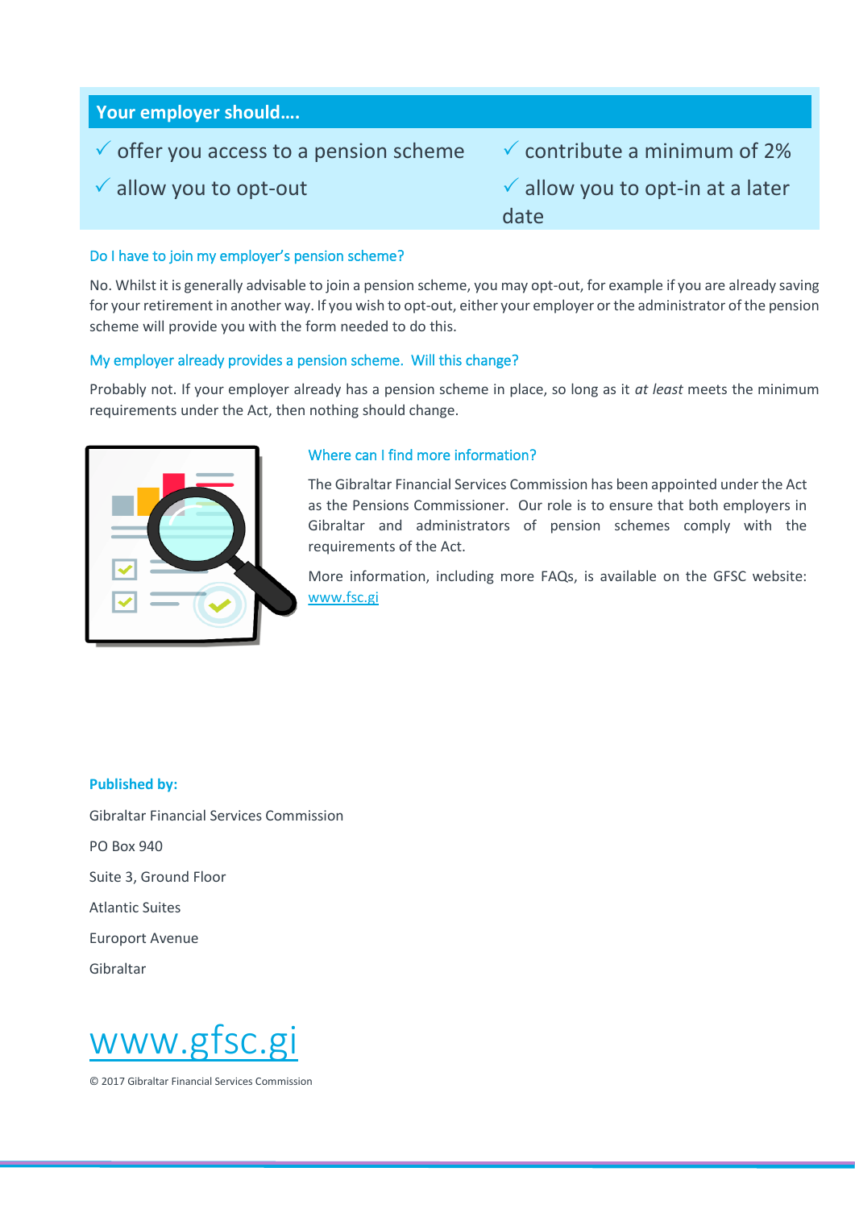## Your employer should….

- ✓ offer you access to a pension scheme
- ✓ allow you to opt-out
- ✓ contribute a minimum of 2%
- ✓ allow you to opt-in at a later date

### Do I have to join my employer's pension scheme?

No. Whilst it is generally advisable to join a pension scheme, you may opt-out, for example if you are already saving for your retirement in another way. If you wish to opt-out, either your employer or the administrator of the pension scheme will provide you with the form needed to do this.

### My employer already provides a pension scheme. Will this change?

Probably not. If your employer already has a pension scheme in place, so long as it *at least* meets the minimum requirements under the Act, then nothing should change.

### Where can I find more information?

The Gibraltar Financial Services Commission has been appointed under the Act as the Pensions Commissioner. Our role is to ensure that both employers in Gibraltar and administrators of pension schemes comply with the requirements of the Act.

More information, including more FAQs, is available on the GFSC website: www.fsc.gi

**Published by:**

Gibraltar Financial Services Commission

PO Box 940

Suite 3, Ground Floor

Atlantic Suites

Europort Avenue

Gibraltar

www.gfsc.gi

© 2017 Gibraltar Financial Services Commission